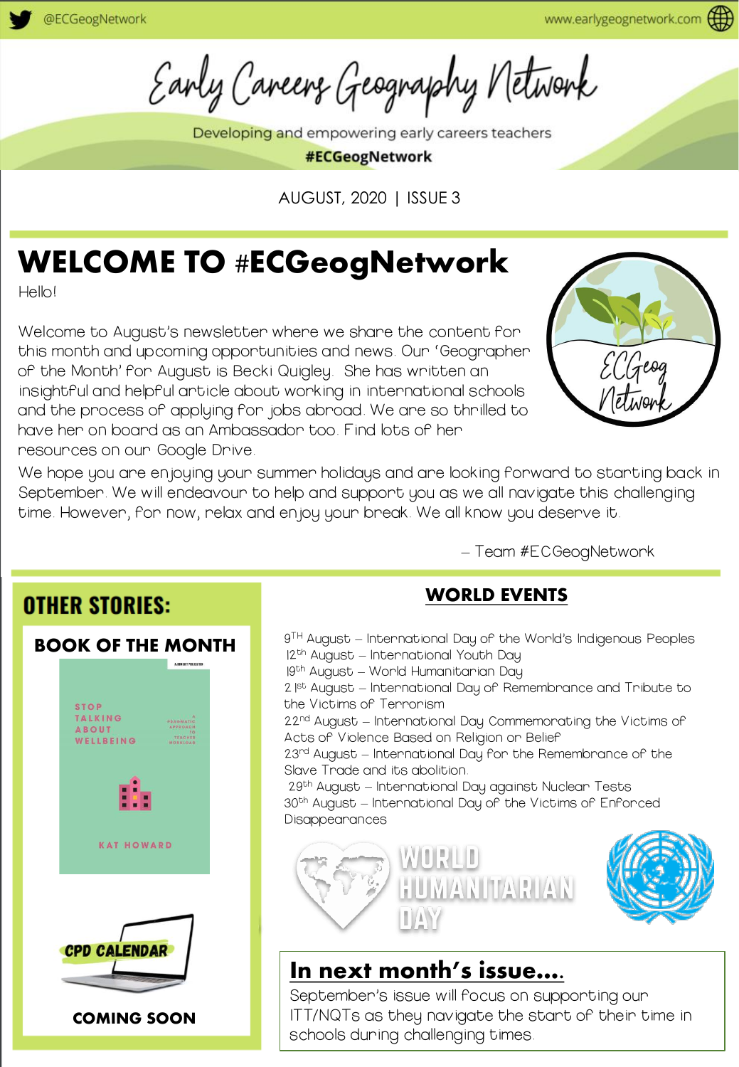@ECGeogNetwork

www.earlygeognetwork.com

# Early Careers Geography Network

Developing and empowering early careers teachers

**#ECGeogNetwork**

AUGUST, 2020 | ISSUE 3

## WELCOME TO #ECGeogNetwork

Hello!

Welcome to August's newsletter where we share the content for this month and upcoming opportunities and news. Our 'Geographer of the Month' for August is Becki Quigley. She has written an insightful and helpful article about working in international schools and the process of applying for jobs abroad. We are so thrilled to have her on board as an Ambassador too. Find lots of her resources on our Google Drive.

We hope you are enjoying your summer holidays and are looking forward to starting back in September. We will endeavour to help and support you as we all navigate this challenging time. However, for now, relax and enjoy your break. We all know you deserve it.

– Team #ECGeogNetwork

## OTHER STORIES:

### BOOK OF THE MONTH

STOP TALKING ABOUT WELLBEING – A PRAGMATIC APPROACH TO TEACHER WORKLOAD

KAT HOWARD

### CPD CALENDAR

COMING SOON

## WORLD EVENTS

9th August – International Day of the World's Indigenous Peoples
12th August – International Youth Day
19th August – World Humanitarian Day
21st August – International Day of Remembrance and Tribute to the Victims of Terrorism
22nd August – International Day Commemorating the Victims of Acts of Violence Based on Religion or Belief
23rd August – International Day for the Remembrance of the Slave Trade and its abolition
29th August – International Day against Nuclear Tests
30th August – International Day of the Victims of Enforced Disappearances

WORLD HUMANITARIAN DAY

## In next month's issue....

September's issue will focus on supporting our ITT/NQTs as they navigate the start of their time in schools during challenging times.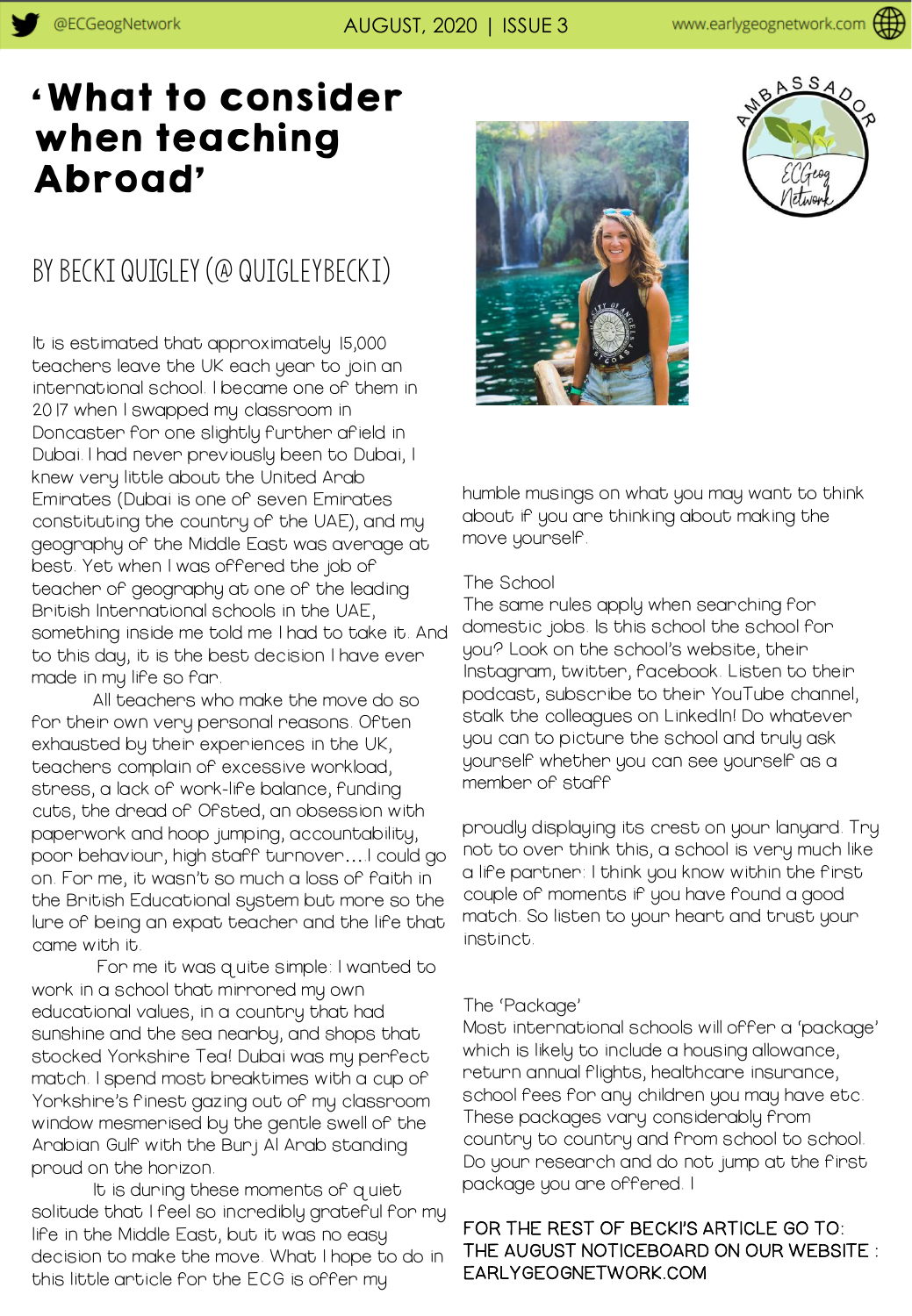# 'What to consider when teaching Abroad'

## BY BECKI QUIGLEY (@ QUIGLEYBECKI)

It is estimated that approximately 15,000 teachers leave the UK each year to join an international school. I became one of them in 2017 when I swapped my classroom in Doncaster for one slightly further afield in Dubai. I had never previously been to Dubai, I knew very little about the United Arab Emirates (Dubai is one of seven Emirates constituting the country of the UAE), and my geography of the Middle East was average at best. Yet when I was offered the job of teacher of geography at one of the leading British International schools in the UAE, something inside me told me I had to take it. And to this day, it is the best decision I have ever made in my life so far.

All teachers who make the move do so for their own very personal reasons. Often exhausted by their experiences in the UK, teachers complain of excessive workload, stress, a lack of work-life balance, funding cuts, the dread of Ofsted, an obsession with paperwork and hoop jumping, accountability, poor behaviour, high staff turnover…I could go on. For me, it wasn't so much a loss of faith in the British Educational system but more so the lure of being an expat teacher and the life that came with it.

For me it was quite simple: I wanted to work in a school that mirrored my own educational values, in a country that had sunshine and the sea nearby, and shops that stocked Yorkshire Tea! Dubai was my perfect match. I spend most breaktimes with a cup of Yorkshire's finest gazing out of my classroom window mesmerised by the gentle swell of the Arabian Gulf with the Burj Al Arab standing proud on the horizon.

It is during these moments of quiet solitude that I feel so incredibly grateful for my life in the Middle East, but it was no easy decision to make the move. What I hope to do in this little article for the ECG is offer my humble musings on what you may want to think about if you are thinking about making the move yourself.

### The School

The same rules apply when searching for domestic jobs. Is this school the school for you? Look on the school's website, their Instagram, twitter, facebook. Listen to their podcast, subscribe to their YouTube channel, stalk the colleagues on LinkedIn! Do whatever you can to picture the school and truly ask yourself whether you can see yourself as a member of staff

proudly displaying its crest on your lanyard. Try not to over think this, a school is very much like a life partner: I think you know within the first couple of moments if you have found a good match. So listen to your heart and trust your instinct.

### The 'Package'

Most international schools will offer a 'package' which is likely to include a housing allowance, return annual flights, healthcare insurance, school fees for any children you may have etc. These packages vary considerably from country to country and from school to school. Do your research and do not jump at the first package you are offered. I

FOR THE REST OF BECKI'S ARTICLE GO TO: THE AUGUST NOTICEBOARD ON OUR WEBSITE : EARLYGEOGNETWORK.COM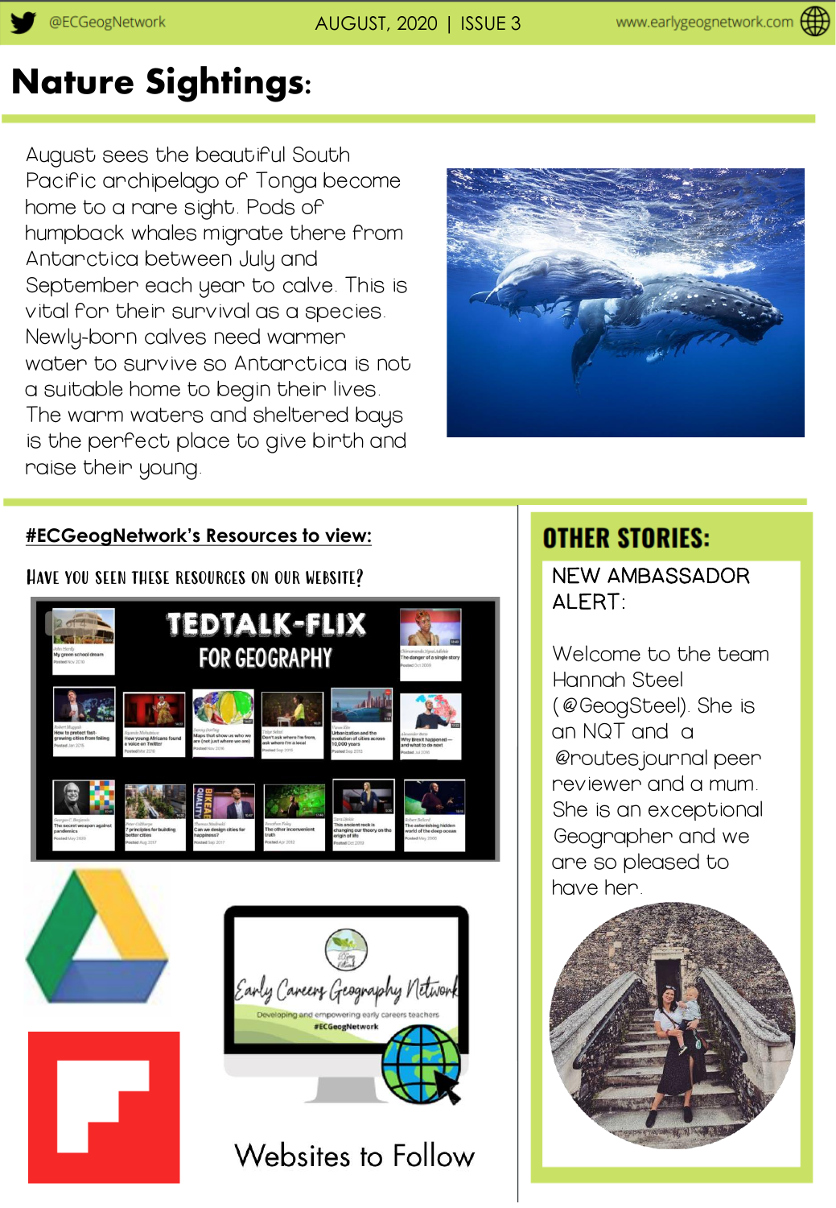# Nature Sightings:

August sees the beautiful South Pacific archipelago of Tonga become home to a rare sight. Pods of humpback whales migrate there from Antarctica between July and September each year to calve. This is vital for their survival as a species. Newly-born calves need warmer water to survive so Antarctica is not a suitable home to begin their lives. The warm waters and sheltered bays is the perfect place to give birth and raise their young.

## #ECGeogNetwork's Resources to view:

### Have you seen these resources on our website?

TEDTALK-FLIX FOR GEOGRAPHY

Websites to Follow

## OTHER STORIES:

NEW AMBASSADOR ALERT:

Welcome to the team Hannah Steel (@GeogSteel). She is an NQT and a @routesjournal peer reviewer and a mum. She is an exceptional Geographer and we are so pleased to have her.